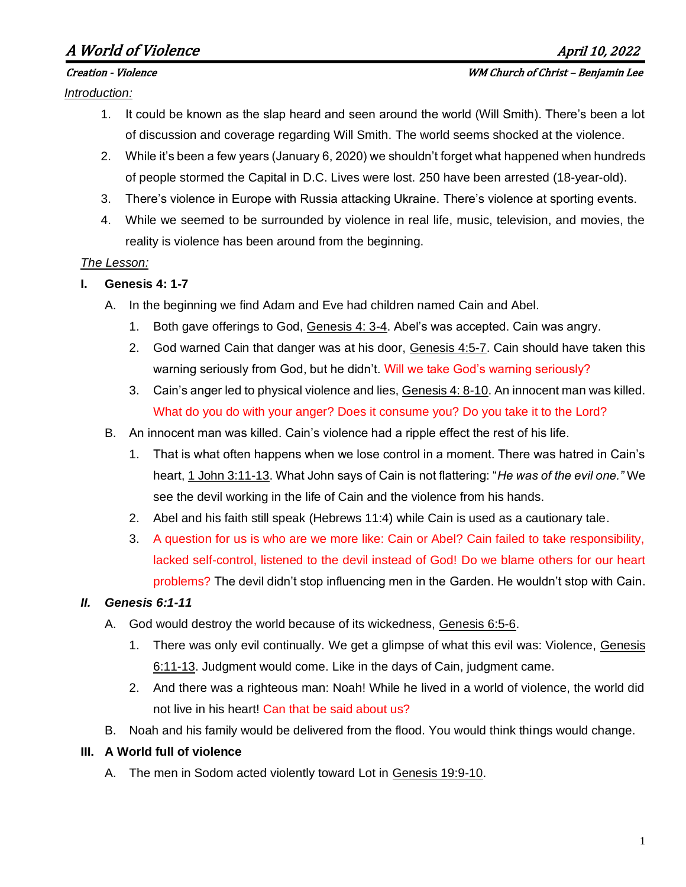# A World of Violence

**April 10, 2022**

*Creation - Violence* — *WM Church of Christ – Benjamin Lee*

*Introduction:*

1. It could be known as the slap heard and seen around the world (Will Smith). There's been a lot of discussion and coverage regarding Will Smith. The world seems shocked at the violence.
2. While it's been a few years (January 6, 2020) we shouldn't forget what happened when hundreds of people stormed the Capital in D.C. Lives were lost. 250 have been arrested (18-year-old).
3. There's violence in Europe with Russia attacking Ukraine. There's violence at sporting events.
4. While we seemed to be surrounded by violence in real life, music, television, and movies, the reality is violence has been around from the beginning.

*The Lesson:*

**I. Genesis 4: 1-7**

A. In the beginning we find Adam and Eve had children named Cain and Abel.

1. Both gave offerings to God, Genesis 4: 3-4. Abel's was accepted. Cain was angry.
2. God warned Cain that danger was at his door, Genesis 4:5-7. Cain should have taken this warning seriously from God, but he didn't. Will we take God's warning seriously?
3. Cain's anger led to physical violence and lies, Genesis 4: 8-10. An innocent man was killed. What do you do with your anger? Does it consume you? Do you take it to the Lord?

B. An innocent man was killed. Cain's violence had a ripple effect the rest of his life.

1. That is what often happens when we lose control in a moment. There was hatred in Cain's heart, 1 John 3:11-13. What John says of Cain is not flattering: "*He was of the evil one.*" We see the devil working in the life of Cain and the violence from his hands.
2. Abel and his faith still speak (Hebrews 11:4) while Cain is used as a cautionary tale.
3. A question for us is who are we more like: Cain or Abel? Cain failed to take responsibility, lacked self-control, listened to the devil instead of God! Do we blame others for our heart problems? The devil didn't stop influencing men in the Garden. He wouldn't stop with Cain.

***II. Genesis 6:1-11***

A. God would destroy the world because of its wickedness, Genesis 6:5-6.

1. There was only evil continually. We get a glimpse of what this evil was: Violence, Genesis 6:11-13. Judgment would come. Like in the days of Cain, judgment came.
2. And there was a righteous man: Noah! While he lived in a world of violence, the world did not live in his heart! Can that be said about us?

B. Noah and his family would be delivered from the flood. You would think things would change.

**III. A World full of violence**

A. The men in Sodom acted violently toward Lot in Genesis 19:9-10.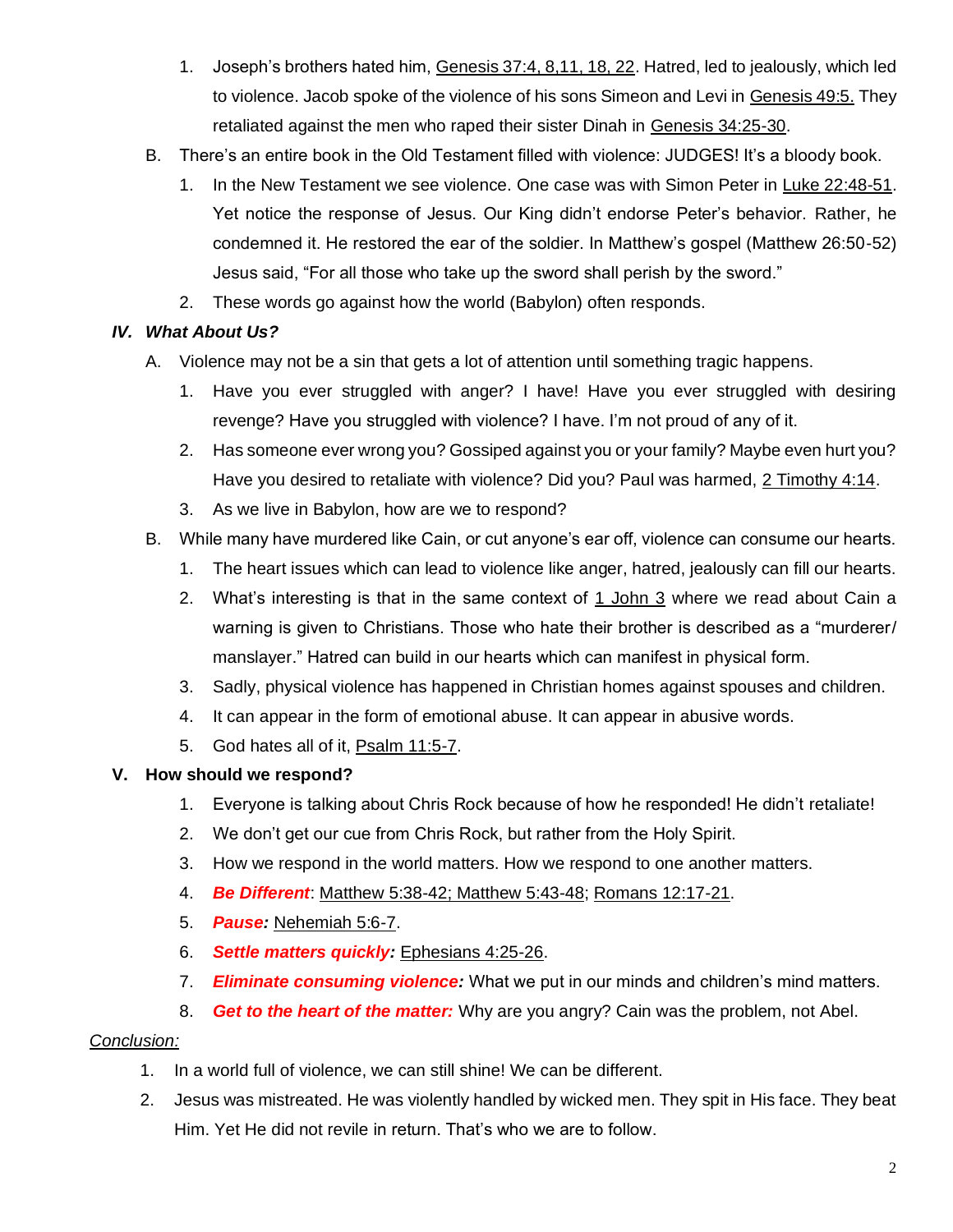1. Joseph's brothers hated him, Genesis 37:4, 8,11, 18, 22. Hatred, led to jealously, which led to violence. Jacob spoke of the violence of his sons Simeon and Levi in Genesis 49:5. They retaliated against the men who raped their sister Dinah in Genesis 34:25-30.

B. There's an entire book in the Old Testament filled with violence: JUDGES! It's a bloody book.

1. In the New Testament we see violence. One case was with Simon Peter in Luke 22:48-51. Yet notice the response of Jesus. Our King didn't endorse Peter's behavior. Rather, he condemned it. He restored the ear of the soldier. In Matthew's gospel (Matthew 26:50-52) Jesus said, "For all those who take up the sword shall perish by the sword."
2. These words go against how the world (Babylon) often responds.

## *IV. What About Us?*

A. Violence may not be a sin that gets a lot of attention until something tragic happens.

1. Have you ever struggled with anger? I have! Have you ever struggled with desiring revenge? Have you struggled with violence? I have. I'm not proud of any of it.
2. Has someone ever wrong you? Gossiped against you or your family? Maybe even hurt you? Have you desired to retaliate with violence? Did you? Paul was harmed, 2 Timothy 4:14.
3. As we live in Babylon, how are we to respond?

B. While many have murdered like Cain, or cut anyone's ear off, violence can consume our hearts.

1. The heart issues which can lead to violence like anger, hatred, jealously can fill our hearts.
2. What's interesting is that in the same context of 1 John 3 where we read about Cain a warning is given to Christians. Those who hate their brother is described as a "murderer/ manslayer." Hatred can build in our hearts which can manifest in physical form.
3. Sadly, physical violence has happened in Christian homes against spouses and children.
4. It can appear in the form of emotional abuse. It can appear in abusive words.
5. God hates all of it, Psalm 11:5-7.

## V. How should we respond?

1. Everyone is talking about Chris Rock because of how he responded! He didn't retaliate!
2. We don't get our cue from Chris Rock, but rather from the Holy Spirit.
3. How we respond in the world matters. How we respond to one another matters.
4. ***Be Different***: Matthew 5:38-42; Matthew 5:43-48; Romans 12:17-21.
5. ***Pause:*** Nehemiah 5:6-7.
6. ***Settle matters quickly:*** Ephesians 4:25-26.
7. ***Eliminate consuming violence:*** What we put in our minds and children's mind matters.
8. ***Get to the heart of the matter:*** Why are you angry? Cain was the problem, not Abel.

*Conclusion:*

1. In a world full of violence, we can still shine! We can be different.
2. Jesus was mistreated. He was violently handled by wicked men. They spit in His face. They beat Him. Yet He did not revile in return. That's who we are to follow.